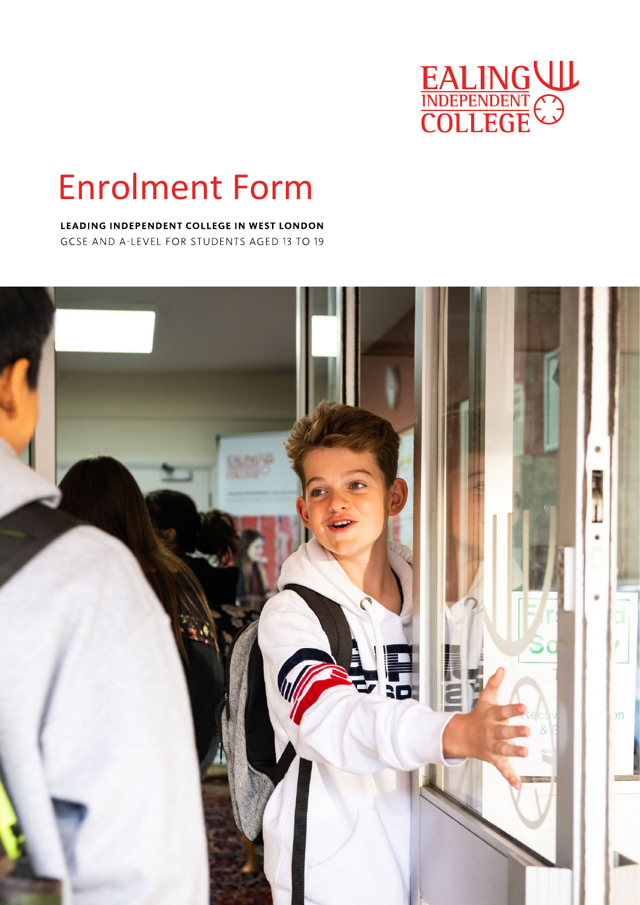EALING INDEPENDENT COLLEGE

# Enrolment Form

**LEADING INDEPENDENT COLLEGE IN WEST LONDON**

GCSE AND A-LEVEL FOR STUDENTS AGED 13 TO 19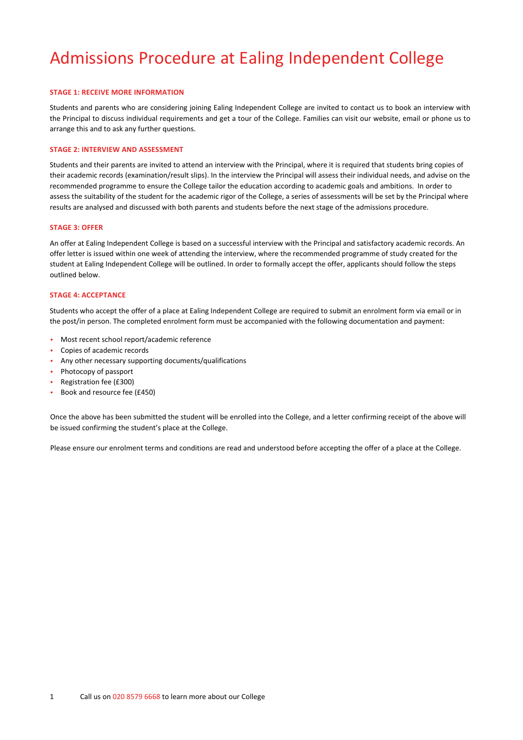# Admissions Procedure at Ealing Independent College

### STAGE 1: RECEIVE MORE INFORMATION

Students and parents who are considering joining Ealing Independent College are invited to contact us to book an interview with the Principal to discuss individual requirements and get a tour of the College. Families can visit our website, email or phone us to arrange this and to ask any further questions.

### STAGE 2: INTERVIEW AND ASSESSMENT

Students and their parents are invited to attend an interview with the Principal, where it is required that students bring copies of their academic records (examination/result slips). In the interview the Principal will assess their individual needs, and advise on the recommended programme to ensure the College tailor the education according to academic goals and ambitions. In order to assess the suitability of the student for the academic rigor of the College, a series of assessments will be set by the Principal where results are analysed and discussed with both parents and students before the next stage of the admissions procedure.

### STAGE 3: OFFER

An offer at Ealing Independent College is based on a successful interview with the Principal and satisfactory academic records. An offer letter is issued within one week of attending the interview, where the recommended programme of study created for the student at Ealing Independent College will be outlined. In order to formally accept the offer, applicants should follow the steps outlined below.

### STAGE 4: ACCEPTANCE

Students who accept the offer of a place at Ealing Independent College are required to submit an enrolment form via email or in the post/in person. The completed enrolment form must be accompanied with the following documentation and payment:

- Most recent school report/academic reference
- Copies of academic records
- Any other necessary supporting documents/qualifications
- Photocopy of passport
- Registration fee (£300)
- Book and resource fee (£450)

Once the above has been submitted the student will be enrolled into the College, and a letter confirming receipt of the above will be issued confirming the student's place at the College.

Please ensure our enrolment terms and conditions are read and understood before accepting the offer of a place at the College.

Call us on 020 8579 6668 to learn more about our College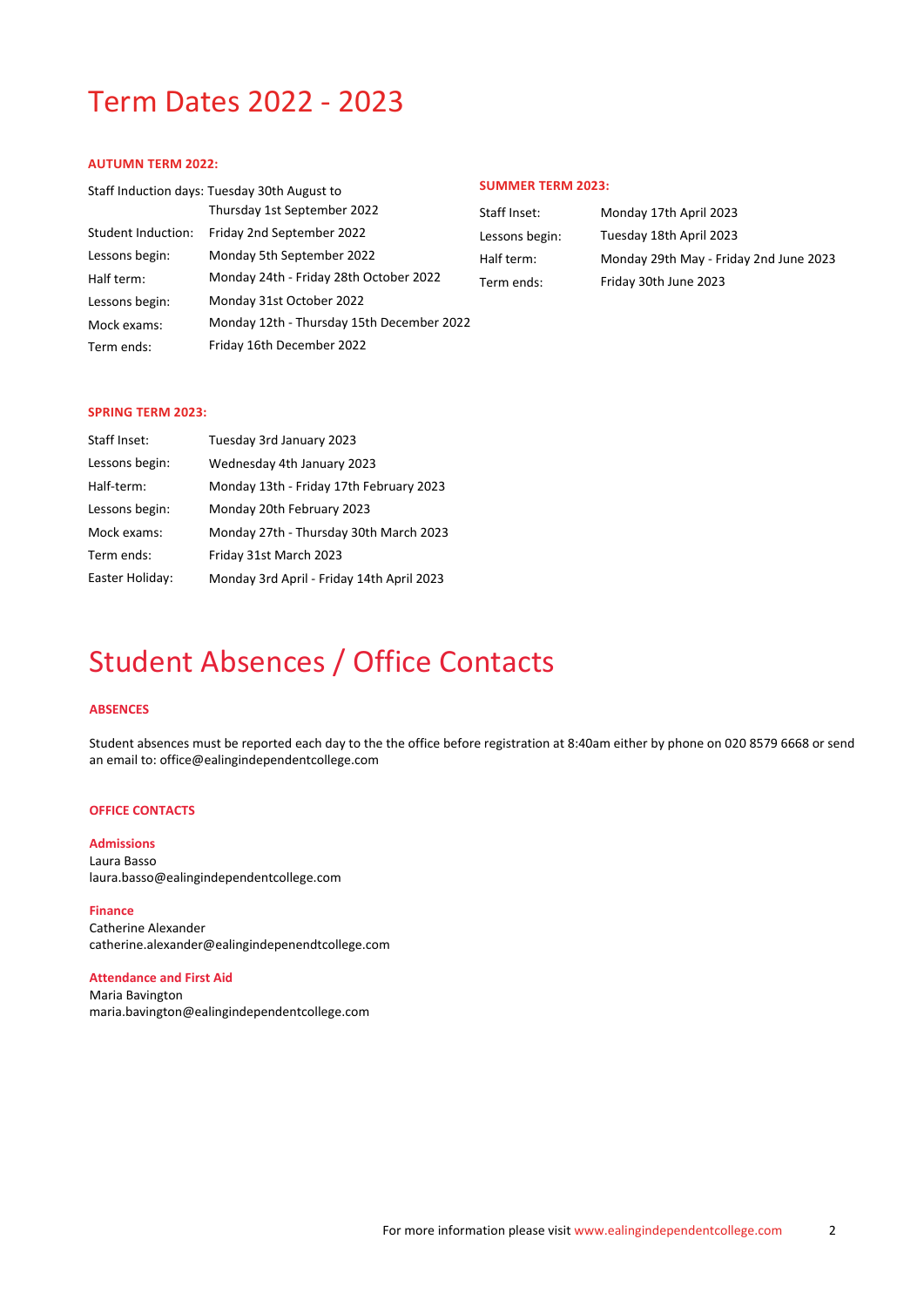# Term Dates 2022 - 2023

### AUTUMN TERM 2022:

| | |
|---|---|
| Staff Induction days: | Tuesday 30th August to Thursday 1st September 2022 |
| Student Induction: | Friday 2nd September 2022 |
| Lessons begin: | Monday 5th September 2022 |
| Half term: | Monday 24th - Friday 28th October 2022 |
| Lessons begin: | Monday 31st October 2022 |
| Mock exams: | Monday 12th - Thursday 15th December 2022 |
| Term ends: | Friday 16th December 2022 |

### SPRING TERM 2023:

| | |
|---|---|
| Staff Inset: | Tuesday 3rd January 2023 |
| Lessons begin: | Wednesday 4th January 2023 |
| Half-term: | Monday 13th - Friday 17th February 2023 |
| Lessons begin: | Monday 20th February 2023 |
| Mock exams: | Monday 27th - Thursday 30th March 2023 |
| Term ends: | Friday 31st March 2023 |
| Easter Holiday: | Monday 3rd April - Friday 14th April 2023 |

### SUMMER TERM 2023:

| | |
|---|---|
| Staff Inset: | Monday 17th April 2023 |
| Lessons begin: | Tuesday 18th April 2023 |
| Half term: | Monday 29th May - Friday 2nd June 2023 |
| Term ends: | Friday 30th June 2023 |

# Student Absences / Office Contacts

### ABSENCES

Student absences must be reported each day to the the office before registration at 8:40am either by phone on 020 8579 6668 or send an email to: office@ealingindependentcollege.com

### OFFICE CONTACTS

**Admissions**
Laura Basso
laura.basso@ealingindependentcollege.com

**Finance**
Catherine Alexander
catherine.alexander@ealingindepenendtcollege.com

**Attendance and First Aid**
Maria Bavington
maria.bavington@ealingindependentcollege.com

For more information please visit www.ealingindependentcollege.com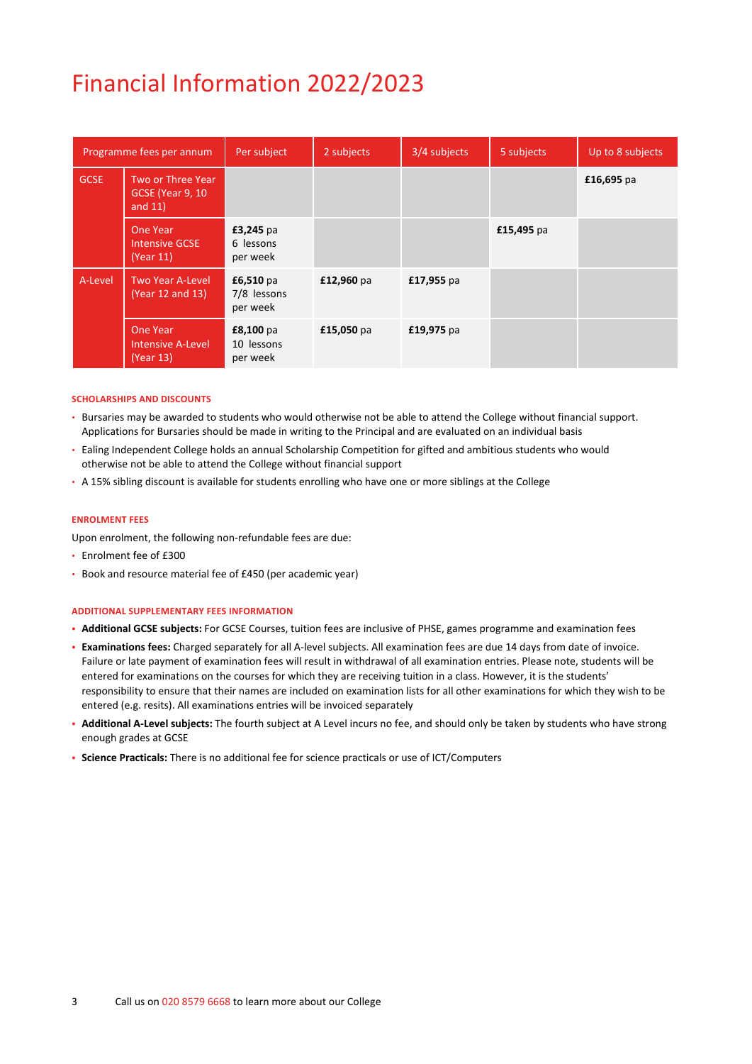# Financial Information 2022/2023

| Programme fees per annum | | Per subject | 2 subjects | 3/4 subjects | 5 subjects | Up to 8 subjects |
|---|---|---|---|---|---|---|
| GCSE | Two or Three Year GCSE (Year 9, 10 and 11) | | | | | **£16,695** pa |
| | One Year Intensive GCSE (Year 11) | **£3,245** pa 6 lessons per week | | | **£15,495** pa | |
| A-Level | Two Year A-Level (Year 12 and 13) | **£6,510** pa 7/8 lessons per week | **£12,960** pa | **£17,955** pa | | |
| | One Year Intensive A-Level (Year 13) | **£8,100** pa 10 lessons per week | **£15,050** pa | **£19,975** pa | | |

### SCHOLARSHIPS AND DISCOUNTS

- Bursaries may be awarded to students who would otherwise not be able to attend the College without financial support. Applications for Bursaries should be made in writing to the Principal and are evaluated on an individual basis
- Ealing Independent College holds an annual Scholarship Competition for gifted and ambitious students who would otherwise not be able to attend the College without financial support
- A 15% sibling discount is available for students enrolling who have one or more siblings at the College

### ENROLMENT FEES

Upon enrolment, the following non-refundable fees are due:

- Enrolment fee of £300
- Book and resource material fee of £450 (per academic year)

### ADDITIONAL SUPPLEMENTARY FEES INFORMATION

- **Additional GCSE subjects:** For GCSE Courses, tuition fees are inclusive of PHSE, games programme and examination fees
- **Examinations fees:** Charged separately for all A-level subjects. All examination fees are due 14 days from date of invoice. Failure or late payment of examination fees will result in withdrawal of all examination entries. Please note, students will be entered for examinations on the courses for which they are receiving tuition in a class. However, it is the students' responsibility to ensure that their names are included on examination lists for all other examinations for which they wish to be entered (e.g. resits). All examinations entries will be invoiced separately
- **Additional A-Level subjects:** The fourth subject at A Level incurs no fee, and should only be taken by students who have strong enough grades at GCSE
- **Science Practicals:** There is no additional fee for science practicals or use of ICT/Computers

Call us on 020 8579 6668 to learn more about our College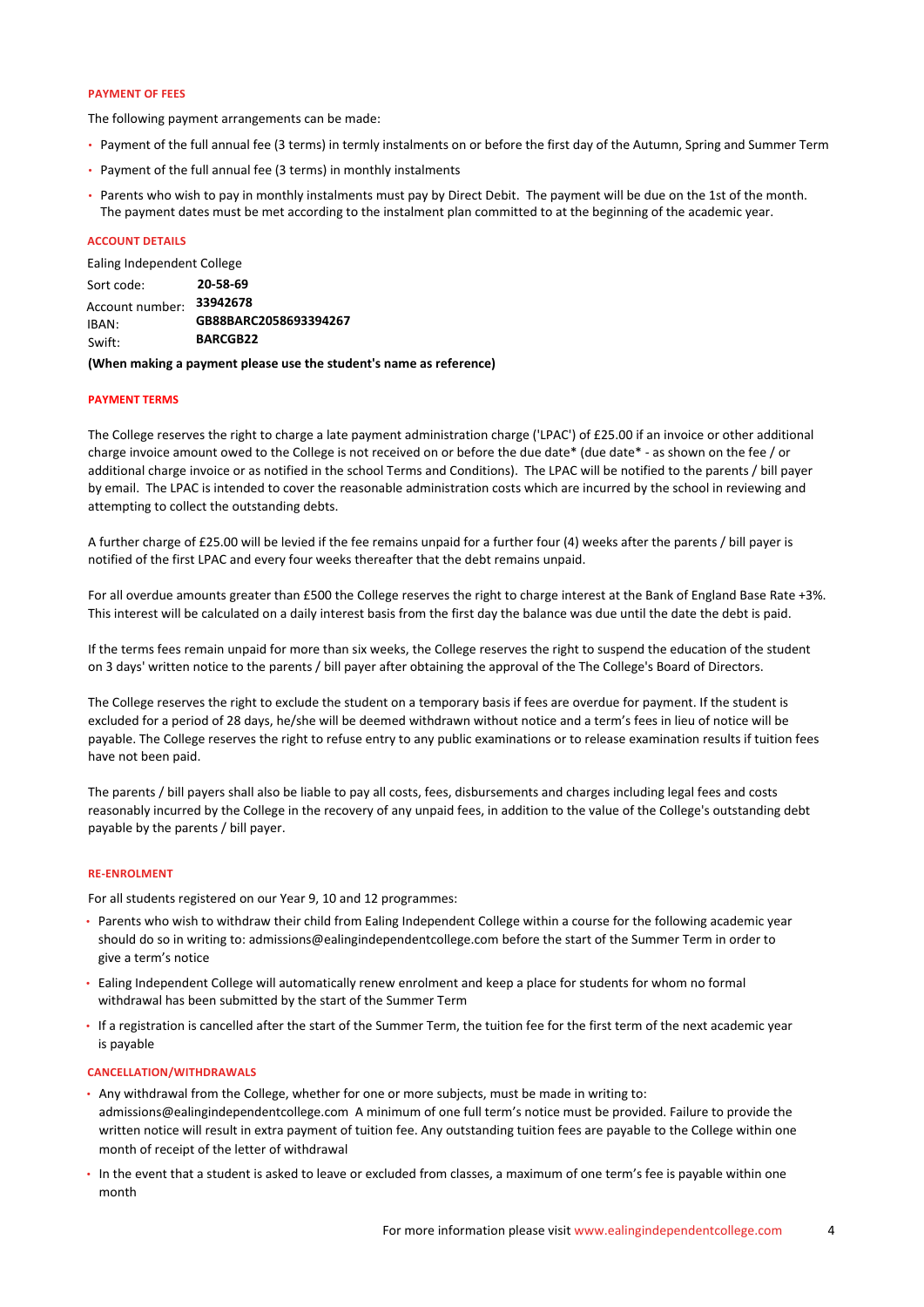## PAYMENT OF FEES

The following payment arrangements can be made:

- Payment of the full annual fee (3 terms) in termly instalments on or before the first day of the Autumn, Spring and Summer Term
- Payment of the full annual fee (3 terms) in monthly instalments
- Parents who wish to pay in monthly instalments must pay by Direct Debit. The payment will be due on the 1st of the month. The payment dates must be met according to the instalment plan committed to at the beginning of the academic year.

## ACCOUNT DETAILS

Ealing Independent College

| | |
|---|---|
| Sort code: | **20-58-69** |
| Account number: | **33942678** |
| IBAN: | **GB88BARC2058693394267** |
| Swift: | **BARCGB22** |

**(When making a payment please use the student's name as reference)**

## PAYMENT TERMS

The College reserves the right to charge a late payment administration charge ('LPAC') of £25.00 if an invoice or other additional charge invoice amount owed to the College is not received on or before the due date* (due date* - as shown on the fee / or additional charge invoice or as notified in the school Terms and Conditions). The LPAC will be notified to the parents / bill payer by email. The LPAC is intended to cover the reasonable administration costs which are incurred by the school in reviewing and attempting to collect the outstanding debts.

A further charge of £25.00 will be levied if the fee remains unpaid for a further four (4) weeks after the parents / bill payer is notified of the first LPAC and every four weeks thereafter that the debt remains unpaid.

For all overdue amounts greater than £500 the College reserves the right to charge interest at the Bank of England Base Rate +3%. This interest will be calculated on a daily interest basis from the first day the balance was due until the date the debt is paid.

If the terms fees remain unpaid for more than six weeks, the College reserves the right to suspend the education of the student on 3 days' written notice to the parents / bill payer after obtaining the approval of the The College's Board of Directors.

The College reserves the right to exclude the student on a temporary basis if fees are overdue for payment. If the student is excluded for a period of 28 days, he/she will be deemed withdrawn without notice and a term's fees in lieu of notice will be payable. The College reserves the right to refuse entry to any public examinations or to release examination results if tuition fees have not been paid.

The parents / bill payers shall also be liable to pay all costs, fees, disbursements and charges including legal fees and costs reasonably incurred by the College in the recovery of any unpaid fees, in addition to the value of the College's outstanding debt payable by the parents / bill payer.

## RE-ENROLMENT

For all students registered on our Year 9, 10 and 12 programmes:

- Parents who wish to withdraw their child from Ealing Independent College within a course for the following academic year should do so in writing to: admissions@ealingindependentcollege.com before the start of the Summer Term in order to give a term's notice
- Ealing Independent College will automatically renew enrolment and keep a place for students for whom no formal withdrawal has been submitted by the start of the Summer Term
- If a registration is cancelled after the start of the Summer Term, the tuition fee for the first term of the next academic year is payable

## CANCELLATION/WITHDRAWALS

- Any withdrawal from the College, whether for one or more subjects, must be made in writing to: admissions@ealingindependentcollege.com A minimum of one full term's notice must be provided. Failure to provide the written notice will result in extra payment of tuition fee. Any outstanding tuition fees are payable to the College within one month of receipt of the letter of withdrawal
- In the event that a student is asked to leave or excluded from classes, a maximum of one term's fee is payable within one month

For more information please visit www.ealingindependentcollege.com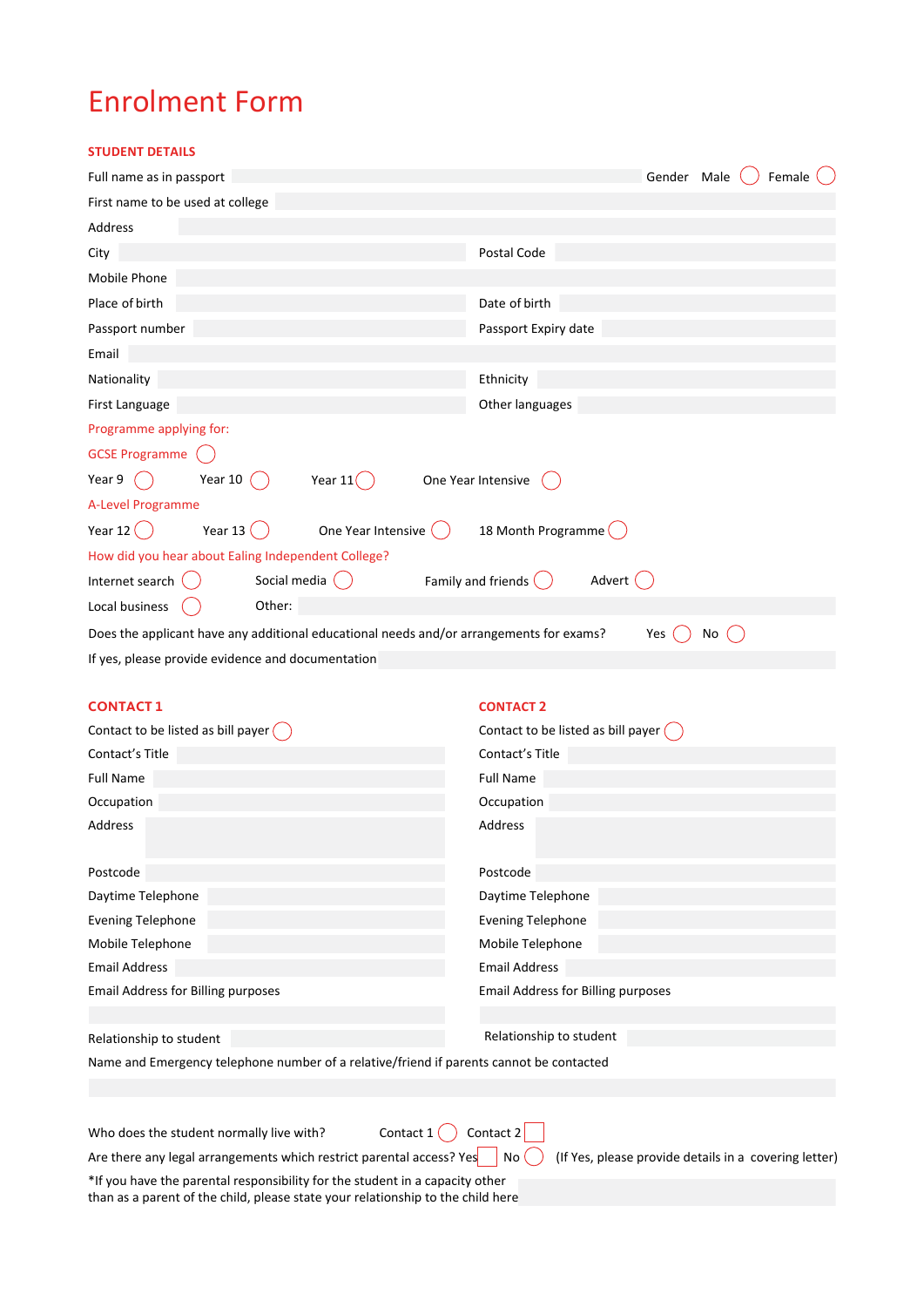# Enrolment Form

## STUDENT DETAILS

Full name as in passport _______________ Gender Male ◯ Female ◯

First name to be used at college _______________

Address _______________

City _______________ Postal Code _______________

Mobile Phone _______________

Place of birth _______________ Date of birth _______________

Passport number _______________ Passport Expiry date _______________

Email _______________

Nationality _______________ Ethnicity _______________

First Language _______________ Other languages _______________

Programme applying for:

GCSE Programme ◯

Year 9 ◯ Year 10 ◯ Year 11 ◯ One Year Intensive ◯

A-Level Programme

Year 12 ◯ Year 13 ◯ One Year Intensive ◯ 18 Month Programme ◯

How did you hear about Ealing Independent College?

Internet search ◯ Social media ◯ Family and friends ◯ Advert ◯

Local business ◯ Other: _______________

Does the applicant have any additional educational needs and/or arrangements for exams? Yes ◯ No ◯

If yes, please provide evidence and documentation _______________

## CONTACT 1

Contact to be listed as bill payer ◯

Contact's Title _______________

Full Name _______________

Occupation _______________

Address _______________

Postcode _______________

Daytime Telephone _______________

Evening Telephone _______________

Mobile Telephone _______________

Email Address _______________

Email Address for Billing purposes

_______________

Relationship to student _______________

## CONTACT 2

Contact to be listed as bill payer ◯

Contact's Title _______________

Full Name _______________

Occupation _______________

Address _______________

Postcode _______________

Daytime Telephone _______________

Evening Telephone _______________

Mobile Telephone _______________

Email Address _______________

Email Address for Billing purposes

_______________

Relationship to student _______________

Name and Emergency telephone number of a relative/friend if parents cannot be contacted

_______________

Who does the student normally live with? Contact 1 ◯ Contact 2 ☐

Are there any legal arrangements which restrict parental access? Yes ☐ No ◯ (If Yes, please provide details in a covering letter)

*If you have the parental responsibility for the student in a capacity other than as a parent of the child, please state your relationship to the child here _______________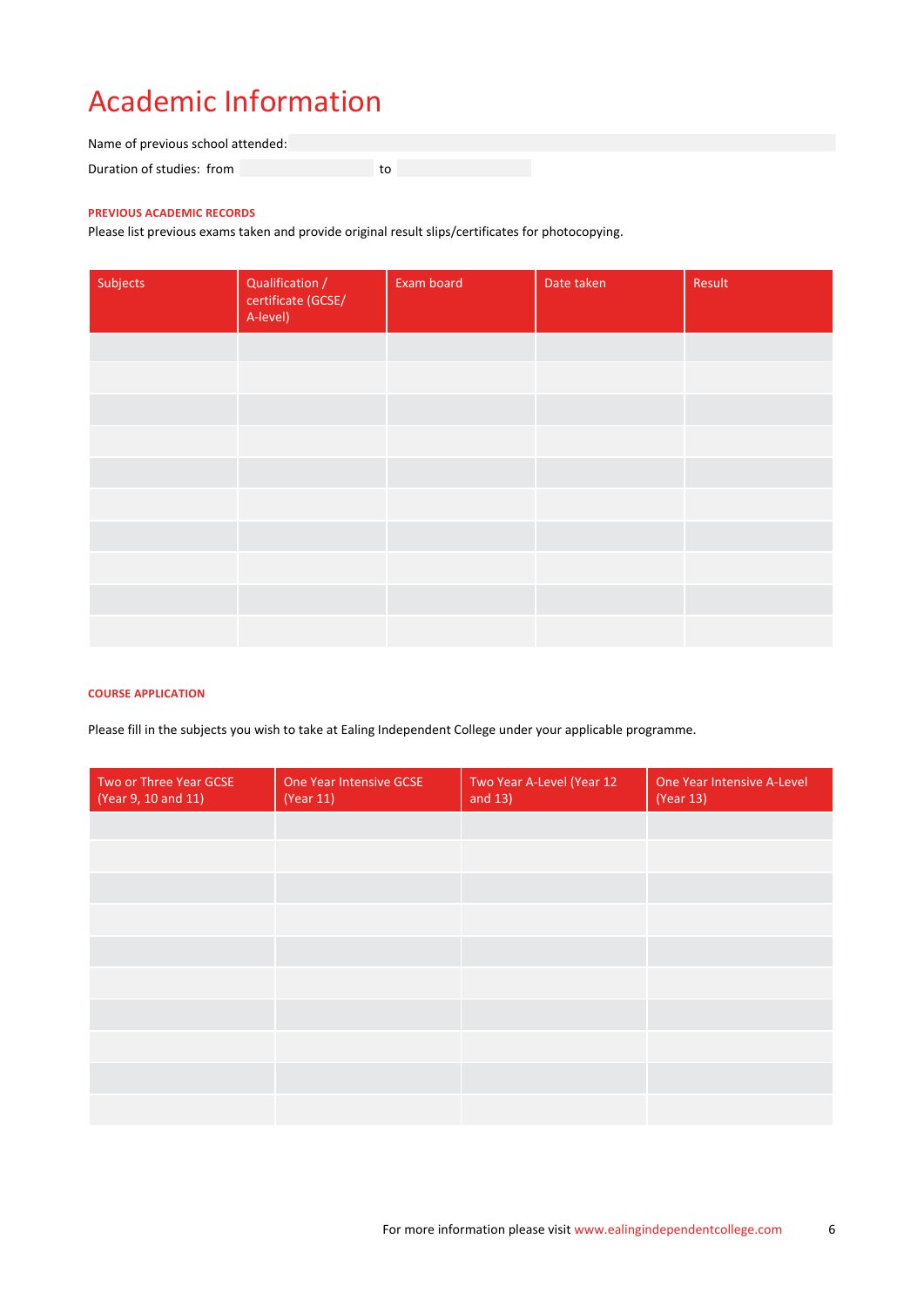# Academic Information

Name of previous school attended:

Duration of studies: from  to

**PREVIOUS ACADEMIC RECORDS**

Please list previous exams taken and provide original result slips/certificates for photocopying.

| Subjects | Qualification / certificate (GCSE/ A-level) | Exam board | Date taken | Result |
|---|---|---|---|---|
| | | | | |
| | | | | |
| | | | | |
| | | | | |
| | | | | |
| | | | | |
| | | | | |
| | | | | |
| | | | | |
| | | | | |

**COURSE APPLICATION**

Please fill in the subjects you wish to take at Ealing Independent College under your applicable programme.

| Two or Three Year GCSE (Year 9, 10 and 11) | One Year Intensive GCSE (Year 11) | Two Year A-Level (Year 12 and 13) | One Year Intensive A-Level (Year 13) |
|---|---|---|---|
| | | | |
| | | | |
| | | | |
| | | | |
| | | | |
| | | | |
| | | | |
| | | | |
| | | | |
| | | | |

For more information please visit www.ealingindependentcollege.com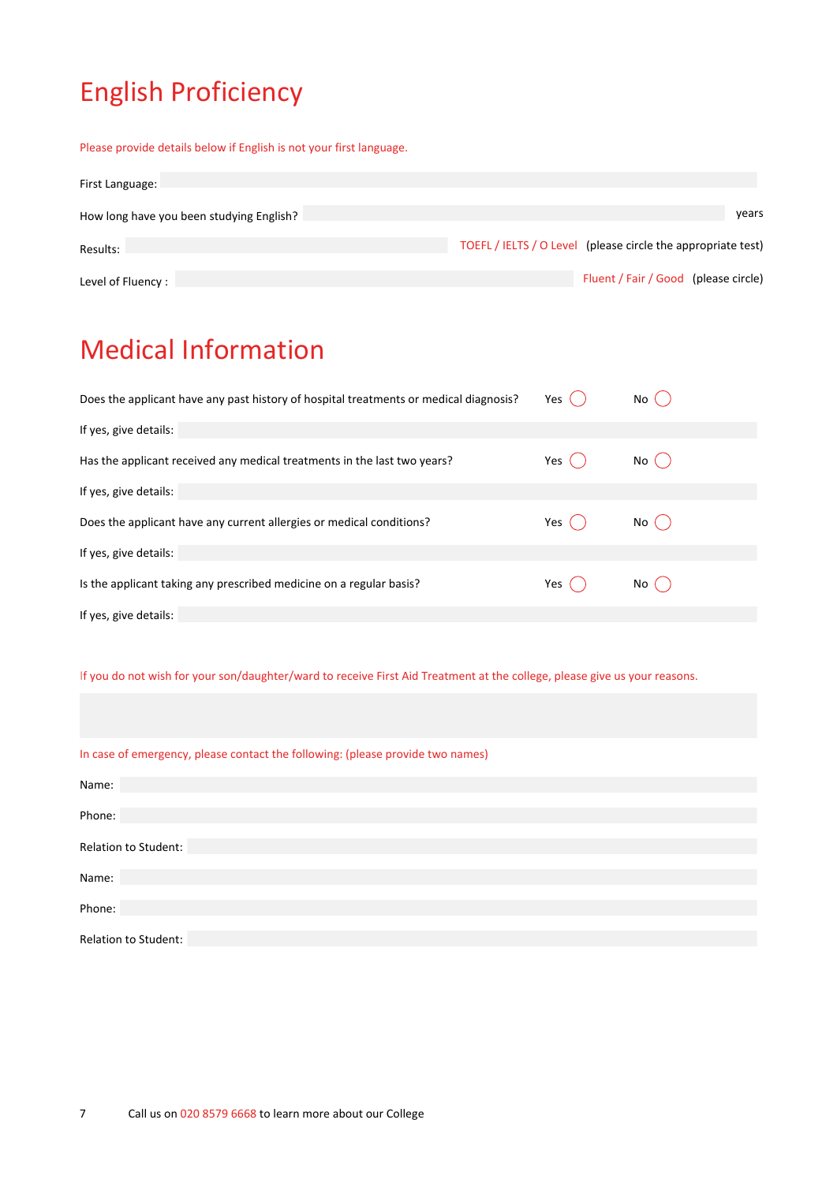# English Proficiency

Please provide details below if English is not your first language.

First Language:

How long have you been studying English? years

Results: TOEFL / IELTS / O Level (please circle the appropriate test)

Level of Fluency : Fluent / Fair / Good (please circle)

# Medical Information

Does the applicant have any past history of hospital treatments or medical diagnosis? Yes ◯ No ◯

If yes, give details:

Has the applicant received any medical treatments in the last two years? Yes ◯ No ◯

If yes, give details:

Does the applicant have any current allergies or medical conditions? Yes ◯ No ◯

If yes, give details:

Is the applicant taking any prescribed medicine on a regular basis? Yes ◯ No ◯

If yes, give details:

If you do not wish for your son/daughter/ward to receive First Aid Treatment at the college, please give us your reasons.

In case of emergency, please contact the following: (please provide two names)

Name:

Phone:

Relation to Student:

Name:

Phone:

Relation to Student:

Call us on 020 8579 6668 to learn more about our College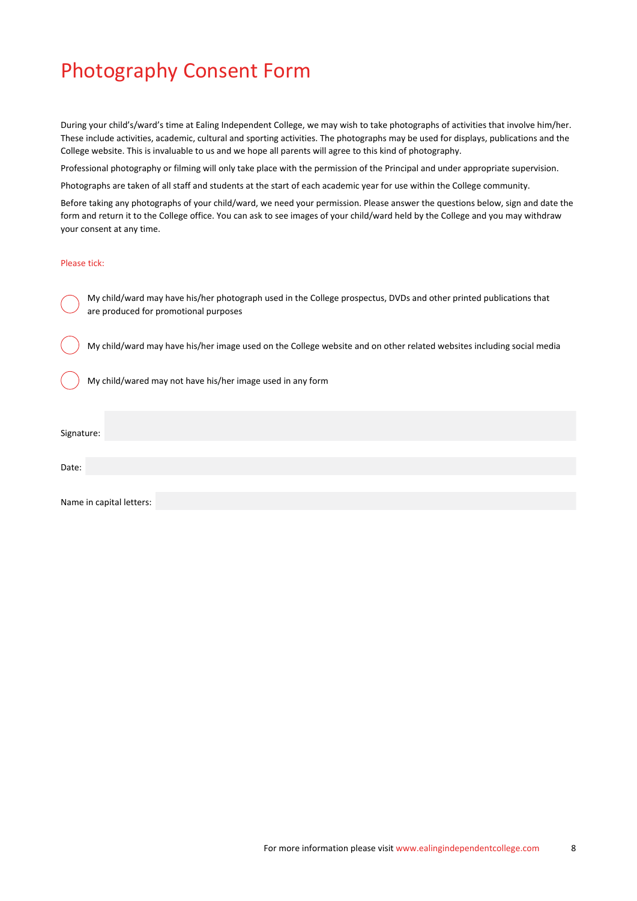# Photography Consent Form

During your child's/ward's time at Ealing Independent College, we may wish to take photographs of activities that involve him/her. These include activities, academic, cultural and sporting activities. The photographs may be used for displays, publications and the College website. This is invaluable to us and we hope all parents will agree to this kind of photography.

Professional photography or filming will only take place with the permission of the Principal and under appropriate supervision.

Photographs are taken of all staff and students at the start of each academic year for use within the College community.

Before taking any photographs of your child/ward, we need your permission. Please answer the questions below, sign and date the form and return it to the College office. You can ask to see images of your child/ward held by the College and you may withdraw your consent at any time.

Please tick:

- ◯ My child/ward may have his/her photograph used in the College prospectus, DVDs and other printed publications that are produced for promotional purposes
- ◯ My child/ward may have his/her image used on the College website and on other related websites including social media
- ◯ My child/wared may not have his/her image used in any form

Signature:

Date:

Name in capital letters:

For more information please visit www.ealingindependentcollege.com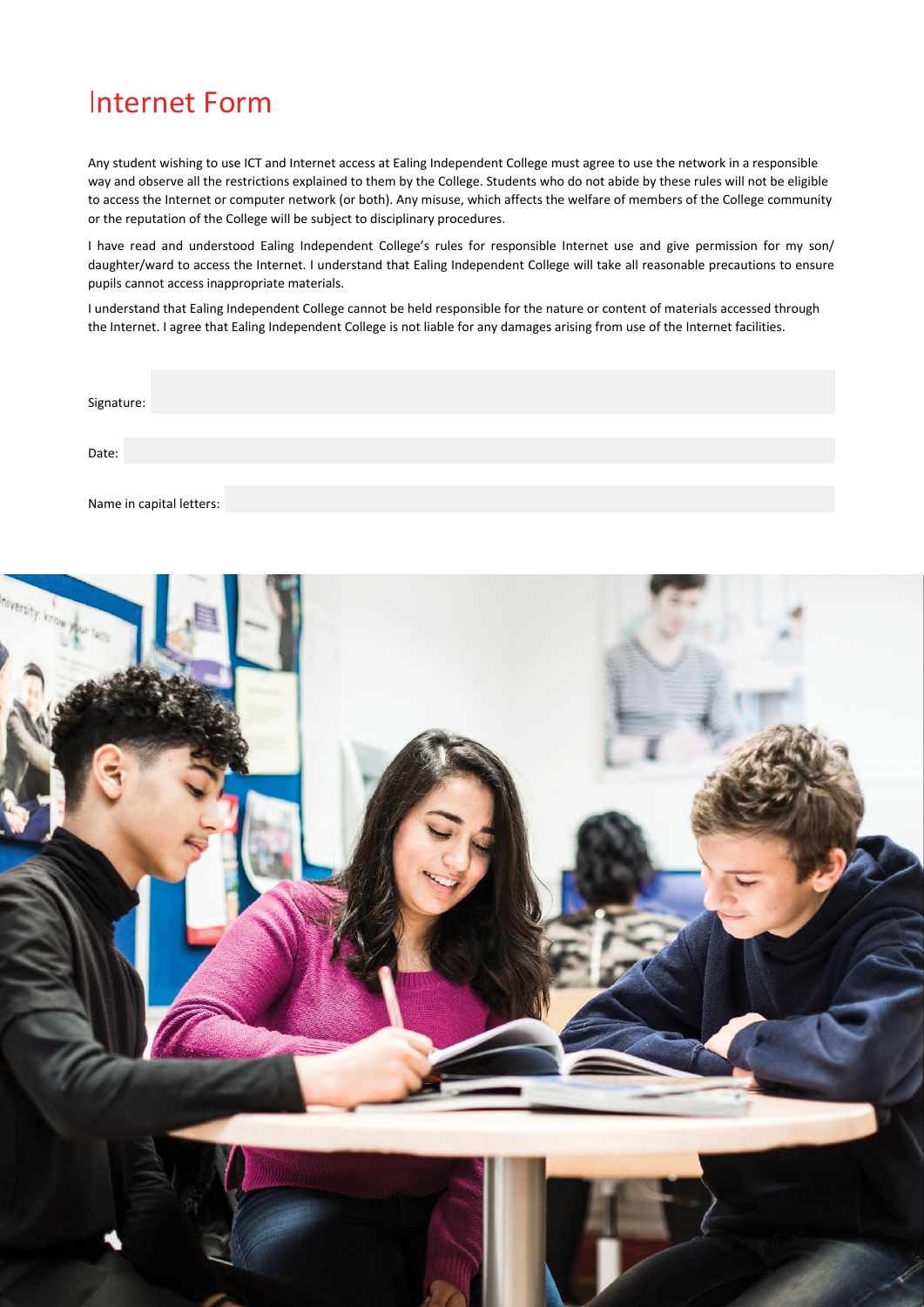# Internet Form

Any student wishing to use ICT and Internet access at Ealing Independent College must agree to use the network in a responsible way and observe all the restrictions explained to them by the College. Students who do not abide by these rules will not be eligible to access the Internet or computer network (or both). Any misuse, which affects the welfare of members of the College community or the reputation of the College will be subject to disciplinary procedures.

I have read and understood Ealing Independent College's rules for responsible Internet use and give permission for my son/ daughter/ward to access the Internet. I understand that Ealing Independent College will take all reasonable precautions to ensure pupils cannot access inappropriate materials.

I understand that Ealing Independent College cannot be held responsible for the nature or content of materials accessed through the Internet. I agree that Ealing Independent College is not liable for any damages arising from use of the Internet facilities.

Signature:

Date:

Name in capital letters: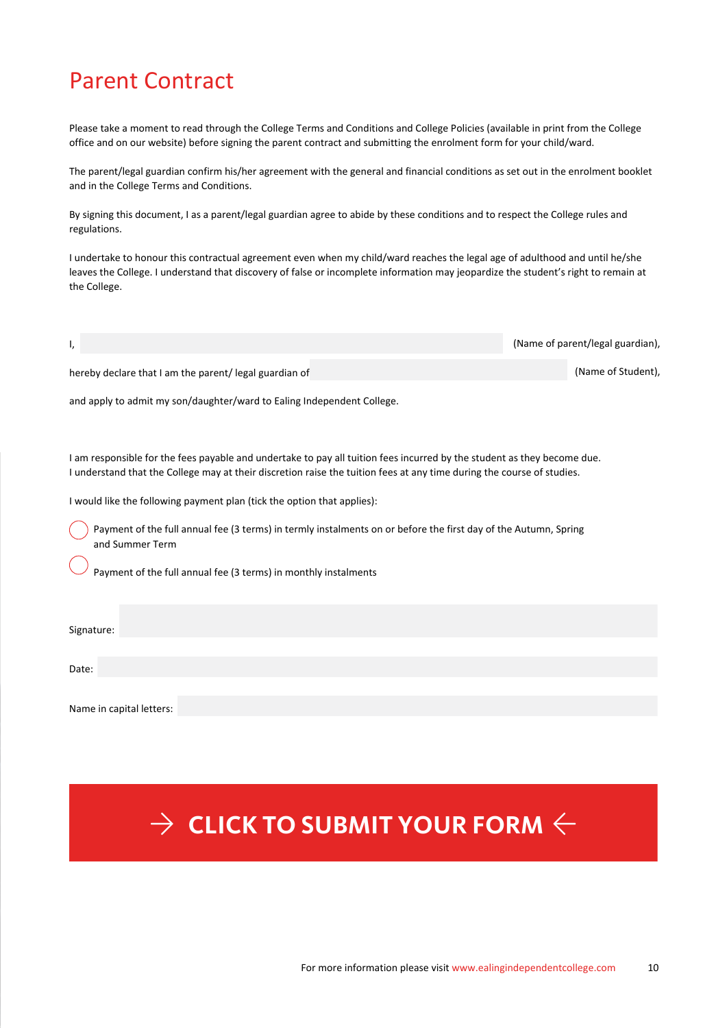# Parent Contract

Please take a moment to read through the College Terms and Conditions and College Policies (available in print from the College office and on our website) before signing the parent contract and submitting the enrolment form for your child/ward.

The parent/legal guardian confirm his/her agreement with the general and financial conditions as set out in the enrolment booklet and in the College Terms and Conditions.

By signing this document, I as a parent/legal guardian agree to abide by these conditions and to respect the College rules and regulations.

I undertake to honour this contractual agreement even when my child/ward reaches the legal age of adulthood and until he/she leaves the College. I understand that discovery of false or incomplete information may jeopardize the student's right to remain at the College.

I, ________________________ (Name of parent/legal guardian),

hereby declare that I am the parent/ legal guardian of ________________________ (Name of Student),

and apply to admit my son/daughter/ward to Ealing Independent College.

I am responsible for the fees payable and undertake to pay all tuition fees incurred by the student as they become due.
I understand that the College may at their discretion raise the tuition fees at any time during the course of studies.

I would like the following payment plan (tick the option that applies):

- ◯ Payment of the full annual fee (3 terms) in termly instalments on or before the first day of the Autumn, Spring and Summer Term
- ◯ Payment of the full annual fee (3 terms) in monthly instalments

Signature: ________________________

Date: ________________________

Name in capital letters: ________________________

**→ CLICK TO SUBMIT YOUR FORM ←**

For more information please visit www.ealingindependentcollege.com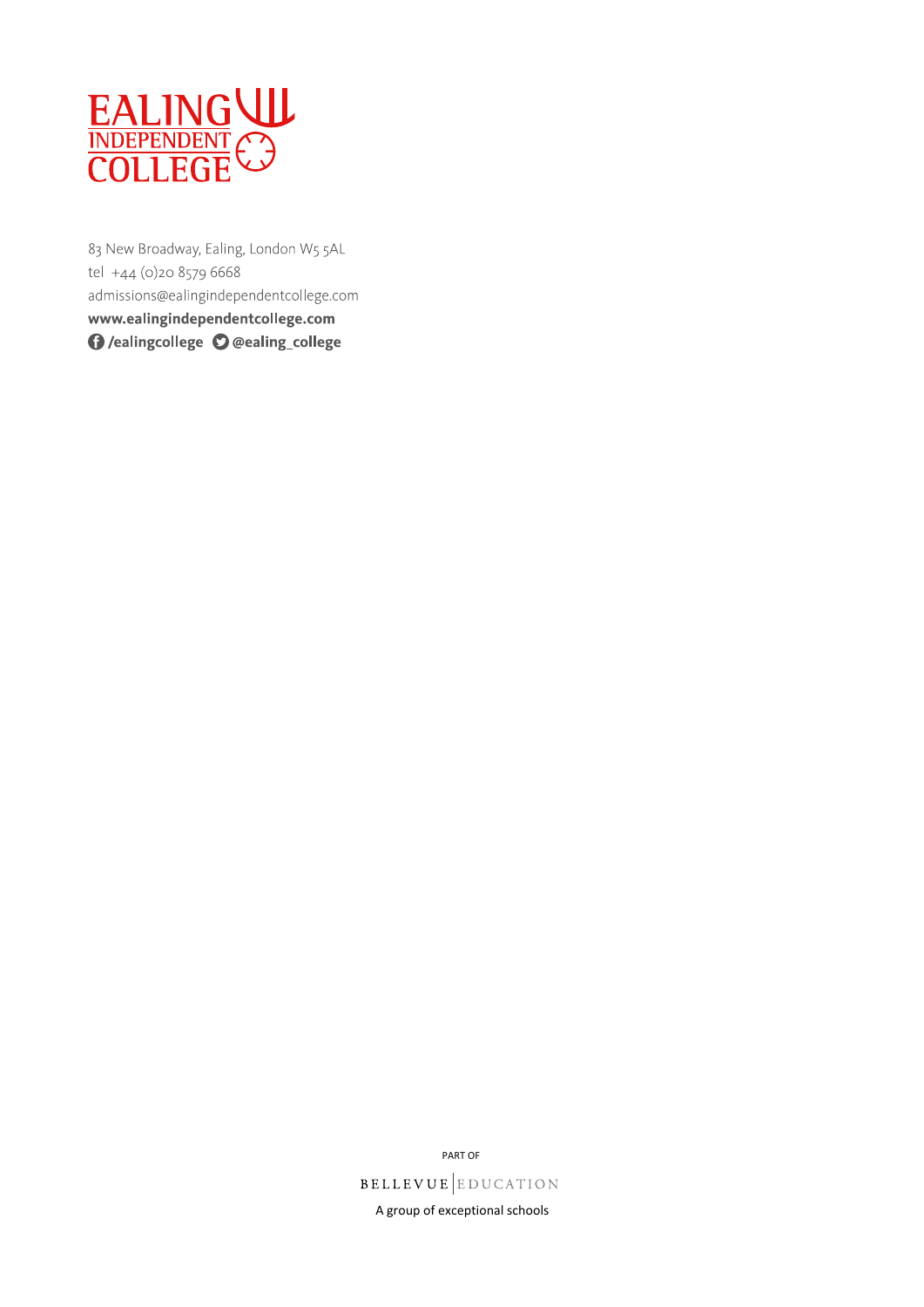EALING INDEPENDENT COLLEGE

83 New Broadway, Ealing, London W5 5AL
tel +44 (0)20 8579 6668
admissions@ealingindependentcollege.com
**www.ealingindependentcollege.com**
**/ealingcollege** **@ealing_college**

PART OF

BELLEVUE | EDUCATION

A group of exceptional schools